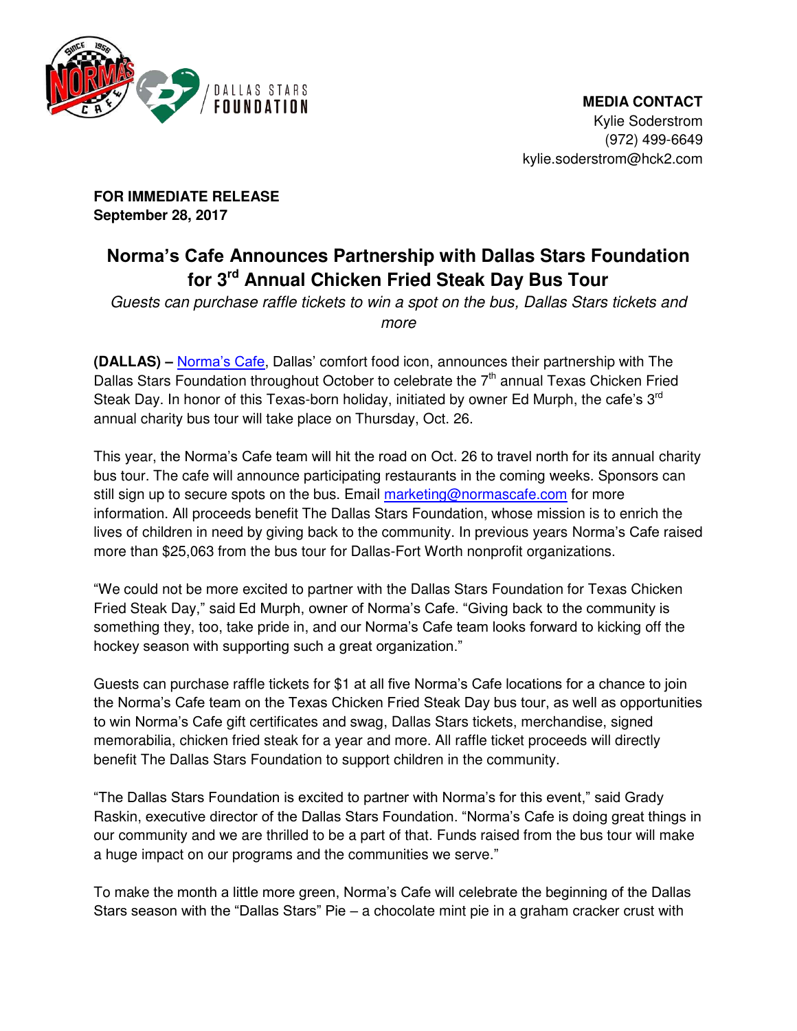**MEDIA CONTACT**
Kylie Soderstrom
(972) 499-6649
kylie.soderstrom@hck2.com

**FOR IMMEDIATE RELEASE**
**September 28, 2017**

# Norma's Cafe Announces Partnership with Dallas Stars Foundation for 3rd Annual Chicken Fried Steak Day Bus Tour

*Guests can purchase raffle tickets to win a spot on the bus, Dallas Stars tickets and more*

**(DALLAS) –** Norma's Cafe, Dallas' comfort food icon, announces their partnership with The Dallas Stars Foundation throughout October to celebrate the 7th annual Texas Chicken Fried Steak Day. In honor of this Texas-born holiday, initiated by owner Ed Murph, the cafe's 3rd annual charity bus tour will take place on Thursday, Oct. 26.

This year, the Norma's Cafe team will hit the road on Oct. 26 to travel north for its annual charity bus tour. The cafe will announce participating restaurants in the coming weeks. Sponsors can still sign up to secure spots on the bus. Email marketing@normascafe.com for more information. All proceeds benefit The Dallas Stars Foundation, whose mission is to enrich the lives of children in need by giving back to the community. In previous years Norma's Cafe raised more than $25,063 from the bus tour for Dallas-Fort Worth nonprofit organizations.

"We could not be more excited to partner with the Dallas Stars Foundation for Texas Chicken Fried Steak Day," said Ed Murph, owner of Norma's Cafe. "Giving back to the community is something they, too, take pride in, and our Norma's Cafe team looks forward to kicking off the hockey season with supporting such a great organization."

Guests can purchase raffle tickets for $1 at all five Norma's Cafe locations for a chance to join the Norma's Cafe team on the Texas Chicken Fried Steak Day bus tour, as well as opportunities to win Norma's Cafe gift certificates and swag, Dallas Stars tickets, merchandise, signed memorabilia, chicken fried steak for a year and more. All raffle ticket proceeds will directly benefit The Dallas Stars Foundation to support children in the community.

"The Dallas Stars Foundation is excited to partner with Norma's for this event," said Grady Raskin, executive director of the Dallas Stars Foundation. "Norma's Cafe is doing great things in our community and we are thrilled to be a part of that. Funds raised from the bus tour will make a huge impact on our programs and the communities we serve."

To make the month a little more green, Norma's Cafe will celebrate the beginning of the Dallas Stars season with the "Dallas Stars" Pie – a chocolate mint pie in a graham cracker crust with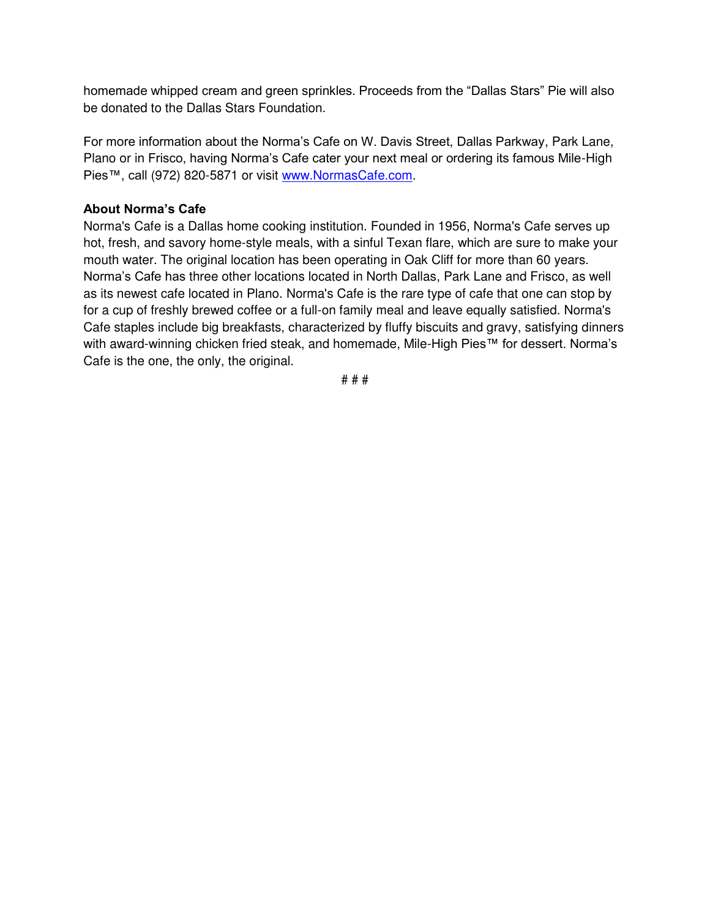homemade whipped cream and green sprinkles. Proceeds from the "Dallas Stars" Pie will also be donated to the Dallas Stars Foundation.

For more information about the Norma's Cafe on W. Davis Street, Dallas Parkway, Park Lane, Plano or in Frisco, having Norma's Cafe cater your next meal or ordering its famous Mile-High Pies™, call (972) 820-5871 or visit [www.NormasCafe.com](http://www.NormasCafe.com).

**About Norma's Cafe**

Norma's Cafe is a Dallas home cooking institution. Founded in 1956, Norma's Cafe serves up hot, fresh, and savory home-style meals, with a sinful Texan flare, which are sure to make your mouth water. The original location has been operating in Oak Cliff for more than 60 years. Norma's Cafe has three other locations located in North Dallas, Park Lane and Frisco, as well as its newest cafe located in Plano. Norma's Cafe is the rare type of cafe that one can stop by for a cup of freshly brewed coffee or a full-on family meal and leave equally satisfied. Norma's Cafe staples include big breakfasts, characterized by fluffy biscuits and gravy, satisfying dinners with award-winning chicken fried steak, and homemade, Mile-High Pies™ for dessert. Norma's Cafe is the one, the only, the original.

# # #